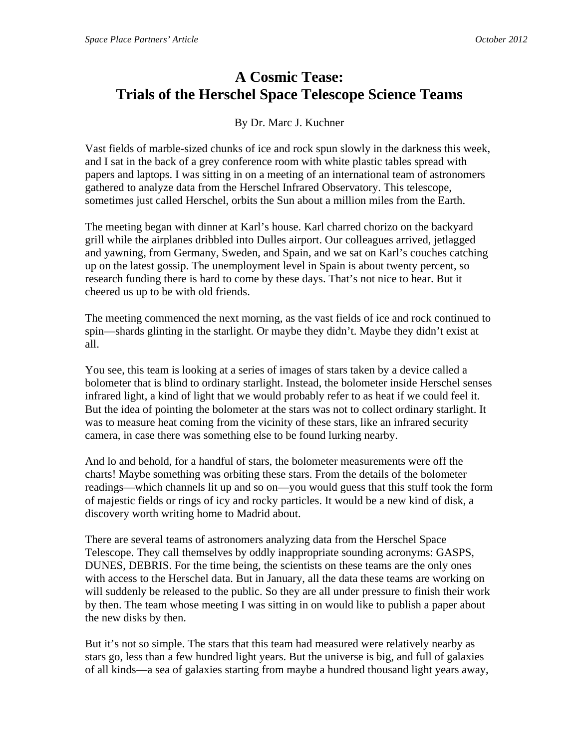# A Cosmic Tease: Trials of the Herschel Space Telescope Science Teams

By Dr. Marc J. Kuchner

Vast fields of marble-sized chunks of ice and rock spun slowly in the darkness this week, and I sat in the back of a grey conference room with white plastic tables spread with papers and laptops. I was sitting in on a meeting of an international team of astronomers gathered to analyze data from the Herschel Infrared Observatory. This telescope, sometimes just called Herschel, orbits the Sun about a million miles from the Earth.

The meeting began with dinner at Karl's house. Karl charred chorizo on the backyard grill while the airplanes dribbled into Dulles airport. Our colleagues arrived, jetlagged and yawning, from Germany, Sweden, and Spain, and we sat on Karl's couches catching up on the latest gossip. The unemployment level in Spain is about twenty percent, so research funding there is hard to come by these days. That's not nice to hear. But it cheered us up to be with old friends.

The meeting commenced the next morning, as the vast fields of ice and rock continued to spin—shards glinting in the starlight. Or maybe they didn't. Maybe they didn't exist at all.

You see, this team is looking at a series of images of stars taken by a device called a bolometer that is blind to ordinary starlight. Instead, the bolometer inside Herschel senses infrared light, a kind of light that we would probably refer to as heat if we could feel it. But the idea of pointing the bolometer at the stars was not to collect ordinary starlight. It was to measure heat coming from the vicinity of these stars, like an infrared security camera, in case there was something else to be found lurking nearby.

And lo and behold, for a handful of stars, the bolometer measurements were off the charts! Maybe something was orbiting these stars. From the details of the bolometer readings—which channels lit up and so on—you would guess that this stuff took the form of majestic fields or rings of icy and rocky particles. It would be a new kind of disk, a discovery worth writing home to Madrid about.

There are several teams of astronomers analyzing data from the Herschel Space Telescope. They call themselves by oddly inappropriate sounding acronyms: GASPS, DUNES, DEBRIS. For the time being, the scientists on these teams are the only ones with access to the Herschel data. But in January, all the data these teams are working on will suddenly be released to the public. So they are all under pressure to finish their work by then. The team whose meeting I was sitting in on would like to publish a paper about the new disks by then.

But it's not so simple. The stars that this team had measured were relatively nearby as stars go, less than a few hundred light years. But the universe is big, and full of galaxies of all kinds—a sea of galaxies starting from maybe a hundred thousand light years away,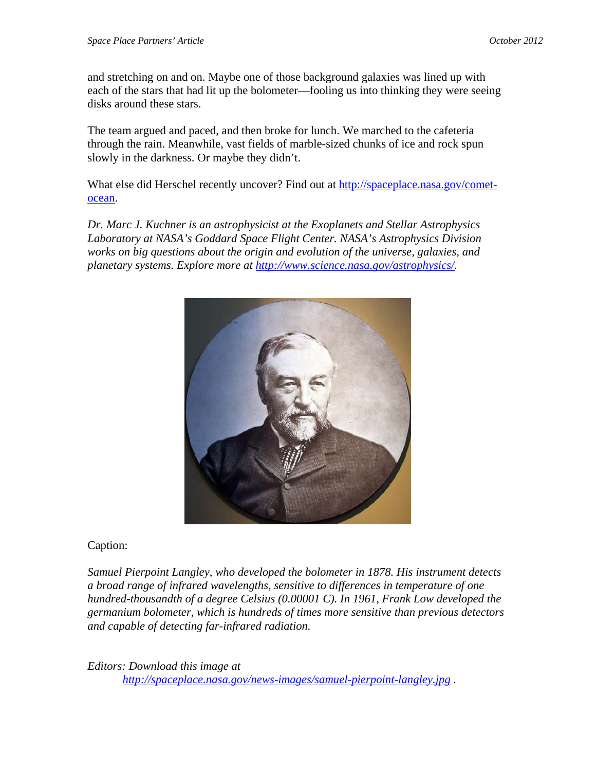and stretching on and on. Maybe one of those background galaxies was lined up with each of the stars that had lit up the bolometer—fooling us into thinking they were seeing disks around these stars.

The team argued and paced, and then broke for lunch. We marched to the cafeteria through the rain. Meanwhile, vast fields of marble-sized chunks of ice and rock spun slowly in the darkness. Or maybe they didn't.

What else did Herschel recently uncover? Find out at http://spaceplace.nasa.gov/comet-ocean.

*Dr. Marc J. Kuchner is an astrophysicist at the Exoplanets and Stellar Astrophysics Laboratory at NASA's Goddard Space Flight Center. NASA's Astrophysics Division works on big questions about the origin and evolution of the universe, galaxies, and planetary systems. Explore more at http://www.science.nasa.gov/astrophysics/.*

Caption:

*Samuel Pierpoint Langley, who developed the bolometer in 1878. His instrument detects a broad range of infrared wavelengths, sensitive to differences in temperature of one hundred-thousandth of a degree Celsius (0.00001 C). In 1961, Frank Low developed the germanium bolometer, which is hundreds of times more sensitive than previous detectors and capable of detecting far-infrared radiation.*

*Editors: Download this image at*
*http://spaceplace.nasa.gov/news-images/samuel-pierpoint-langley.jpg .*